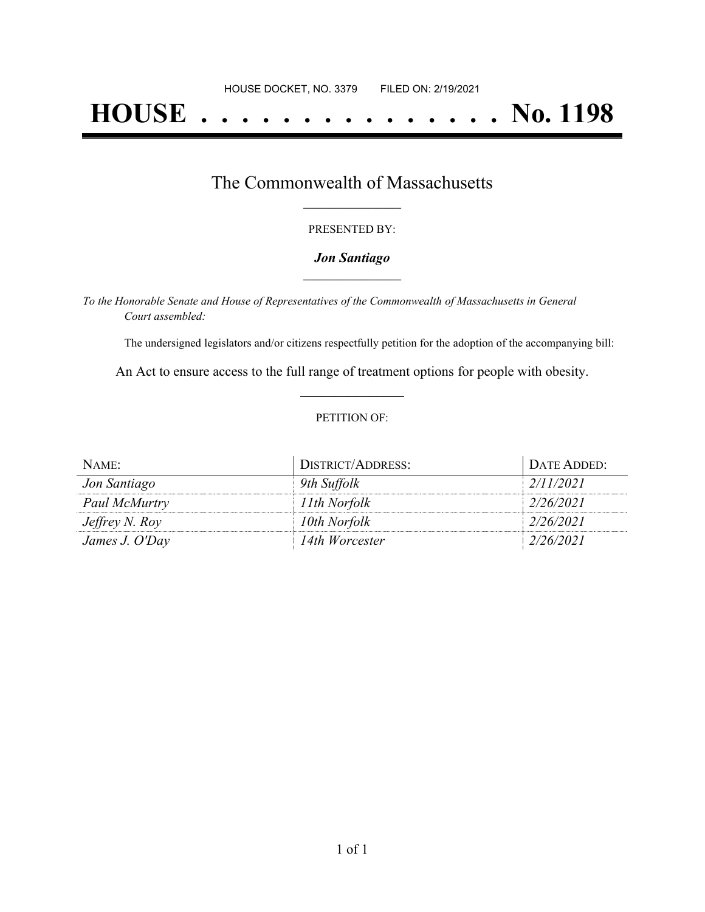HOUSE DOCKET, NO. 3379 FILED ON: 2/19/2021

# HOUSE . . . . . . . . . . . . . . . No. 1198

## The Commonwealth of Massachusetts

PRESENTED BY:

***Jon Santiago***

*To the Honorable Senate and House of Representatives of the Commonwealth of Massachusetts in General Court assembled:*

The undersigned legislators and/or citizens respectfully petition for the adoption of the accompanying bill:

An Act to ensure access to the full range of treatment options for people with obesity.

PETITION OF:

| NAME: | DISTRICT/ADDRESS: | DATE ADDED: |
|---|---|---|
| *Jon Santiago* | *9th Suffolk* | *2/11/2021* |
| *Paul McMurtry* | *11th Norfolk* | *2/26/2021* |
| *Jeffrey N. Roy* | *10th Norfolk* | *2/26/2021* |
| *James J. O'Day* | *14th Worcester* | *2/26/2021* |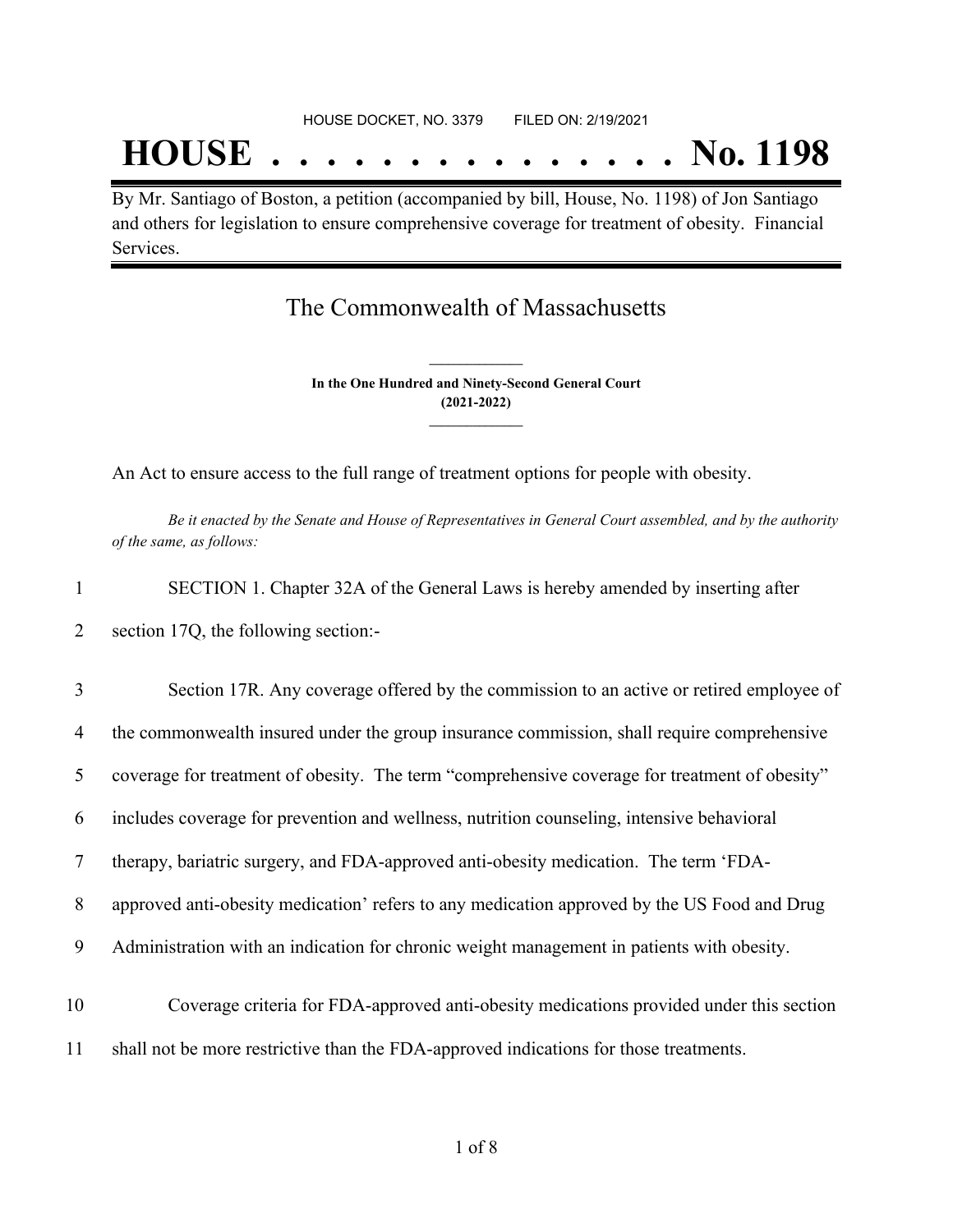HOUSE DOCKET, NO. 3379 FILED ON: 2/19/2021

# HOUSE . . . . . . . . . . . . . . . No. 1198

By Mr. Santiago of Boston, a petition (accompanied by bill, House, No. 1198) of Jon Santiago and others for legislation to ensure comprehensive coverage for treatment of obesity. Financial Services.

## The Commonwealth of Massachusetts

**In the One Hundred and Ninety-Second General Court**
**(2021-2022)**

An Act to ensure access to the full range of treatment options for people with obesity.

*Be it enacted by the Senate and House of Representatives in General Court assembled, and by the authority of the same, as follows:*

1 SECTION 1. Chapter 32A of the General Laws is hereby amended by inserting after
2 section 17Q, the following section:-

3 Section 17R. Any coverage offered by the commission to an active or retired employee of
4 the commonwealth insured under the group insurance commission, shall require comprehensive
5 coverage for treatment of obesity. The term "comprehensive coverage for treatment of obesity"
6 includes coverage for prevention and wellness, nutrition counseling, intensive behavioral
7 therapy, bariatric surgery, and FDA-approved anti-obesity medication. The term 'FDA-
8 approved anti-obesity medication' refers to any medication approved by the US Food and Drug
9 Administration with an indication for chronic weight management in patients with obesity.

10 Coverage criteria for FDA-approved anti-obesity medications provided under this section
11 shall not be more restrictive than the FDA-approved indications for those treatments.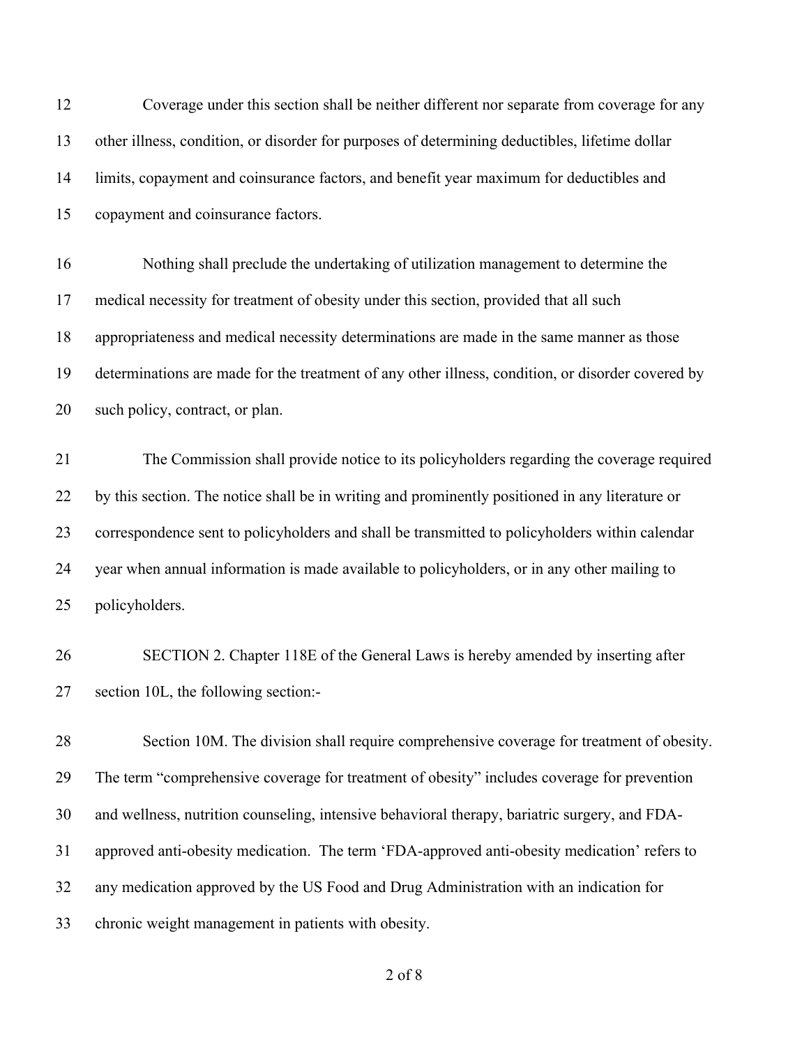Coverage under this section shall be neither different nor separate from coverage for any other illness, condition, or disorder for purposes of determining deductibles, lifetime dollar limits, copayment and coinsurance factors, and benefit year maximum for deductibles and copayment and coinsurance factors.

Nothing shall preclude the undertaking of utilization management to determine the medical necessity for treatment of obesity under this section, provided that all such appropriateness and medical necessity determinations are made in the same manner as those determinations are made for the treatment of any other illness, condition, or disorder covered by such policy, contract, or plan.

The Commission shall provide notice to its policyholders regarding the coverage required by this section. The notice shall be in writing and prominently positioned in any literature or correspondence sent to policyholders and shall be transmitted to policyholders within calendar year when annual information is made available to policyholders, or in any other mailing to policyholders.

SECTION 2. Chapter 118E of the General Laws is hereby amended by inserting after section 10L, the following section:-

Section 10M. The division shall require comprehensive coverage for treatment of obesity. The term "comprehensive coverage for treatment of obesity" includes coverage for prevention and wellness, nutrition counseling, intensive behavioral therapy, bariatric surgery, and FDA-approved anti-obesity medication. The term 'FDA-approved anti-obesity medication' refers to any medication approved by the US Food and Drug Administration with an indication for chronic weight management in patients with obesity.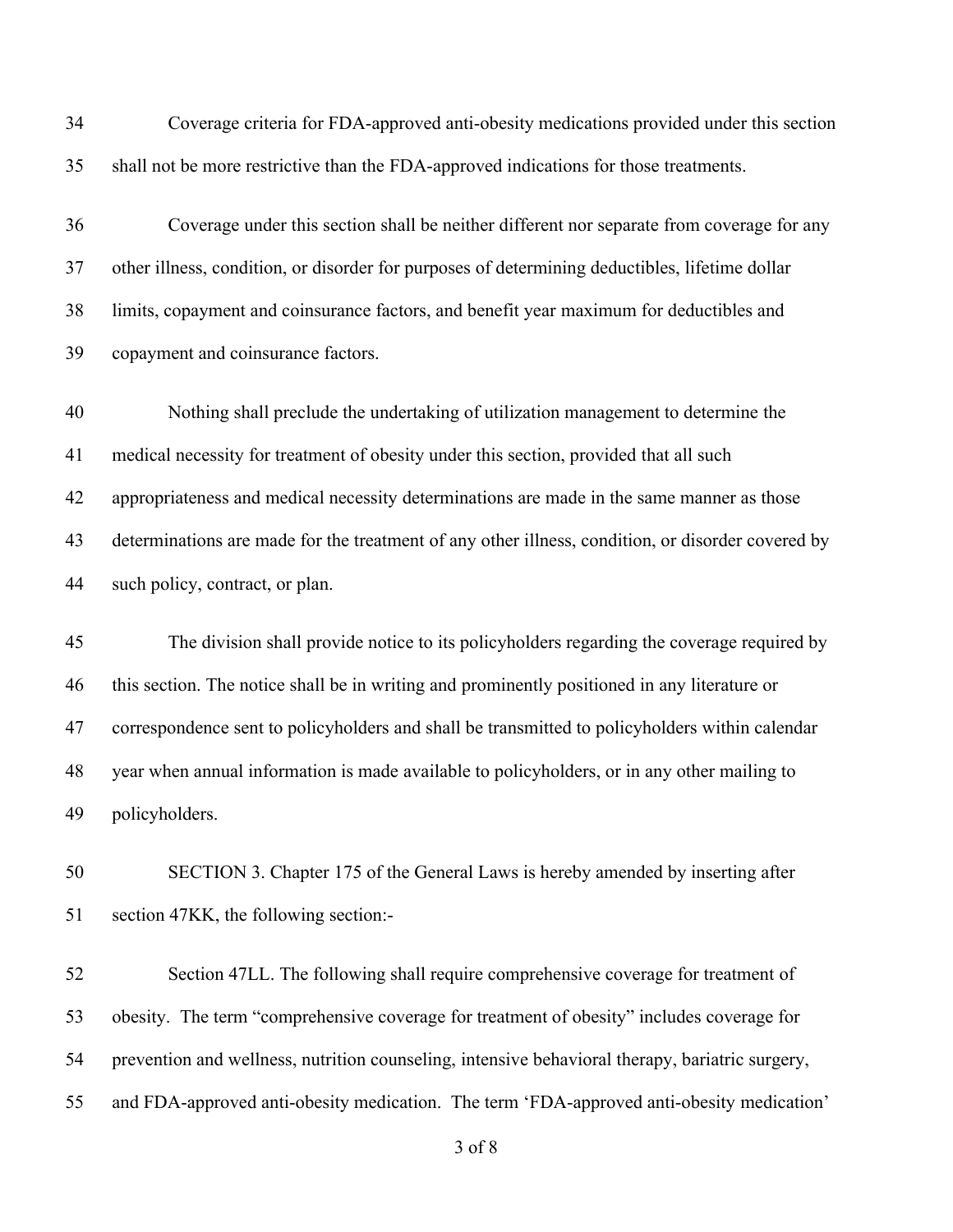Coverage criteria for FDA-approved anti-obesity medications provided under this section shall not be more restrictive than the FDA-approved indications for those treatments.

Coverage under this section shall be neither different nor separate from coverage for any other illness, condition, or disorder for purposes of determining deductibles, lifetime dollar limits, copayment and coinsurance factors, and benefit year maximum for deductibles and copayment and coinsurance factors.

Nothing shall preclude the undertaking of utilization management to determine the medical necessity for treatment of obesity under this section, provided that all such appropriateness and medical necessity determinations are made in the same manner as those determinations are made for the treatment of any other illness, condition, or disorder covered by such policy, contract, or plan.

The division shall provide notice to its policyholders regarding the coverage required by this section. The notice shall be in writing and prominently positioned in any literature or correspondence sent to policyholders and shall be transmitted to policyholders within calendar year when annual information is made available to policyholders, or in any other mailing to policyholders.

SECTION 3. Chapter 175 of the General Laws is hereby amended by inserting after section 47KK, the following section:-

Section 47LL. The following shall require comprehensive coverage for treatment of obesity. The term "comprehensive coverage for treatment of obesity" includes coverage for prevention and wellness, nutrition counseling, intensive behavioral therapy, bariatric surgery, and FDA-approved anti-obesity medication. The term 'FDA-approved anti-obesity medication'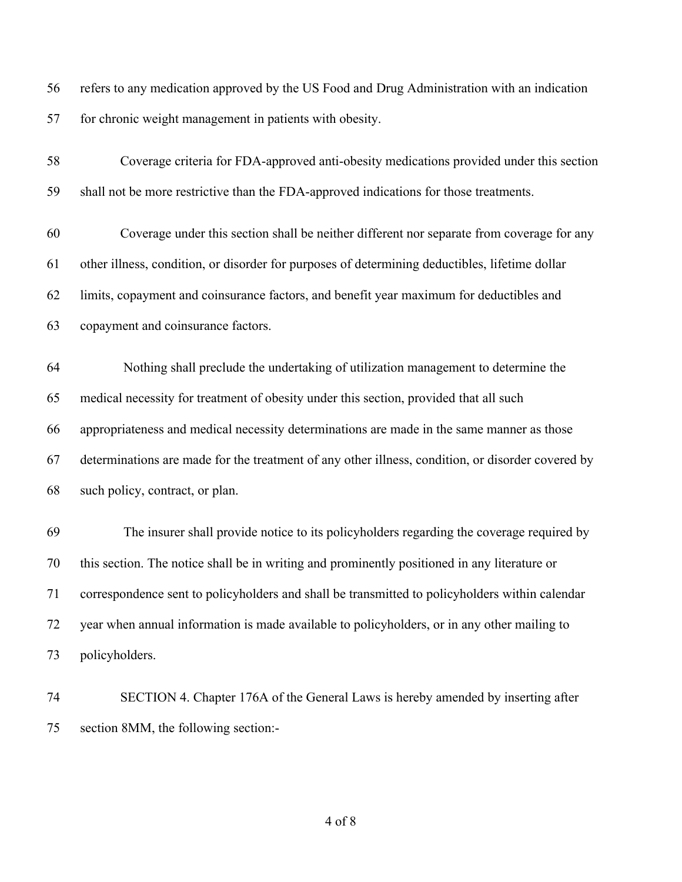refers to any medication approved by the US Food and Drug Administration with an indication for chronic weight management in patients with obesity.

Coverage criteria for FDA-approved anti-obesity medications provided under this section shall not be more restrictive than the FDA-approved indications for those treatments.

Coverage under this section shall be neither different nor separate from coverage for any other illness, condition, or disorder for purposes of determining deductibles, lifetime dollar limits, copayment and coinsurance factors, and benefit year maximum for deductibles and copayment and coinsurance factors.

Nothing shall preclude the undertaking of utilization management to determine the medical necessity for treatment of obesity under this section, provided that all such appropriateness and medical necessity determinations are made in the same manner as those determinations are made for the treatment of any other illness, condition, or disorder covered by such policy, contract, or plan.

The insurer shall provide notice to its policyholders regarding the coverage required by this section. The notice shall be in writing and prominently positioned in any literature or correspondence sent to policyholders and shall be transmitted to policyholders within calendar year when annual information is made available to policyholders, or in any other mailing to policyholders.

SECTION 4. Chapter 176A of the General Laws is hereby amended by inserting after section 8MM, the following section:-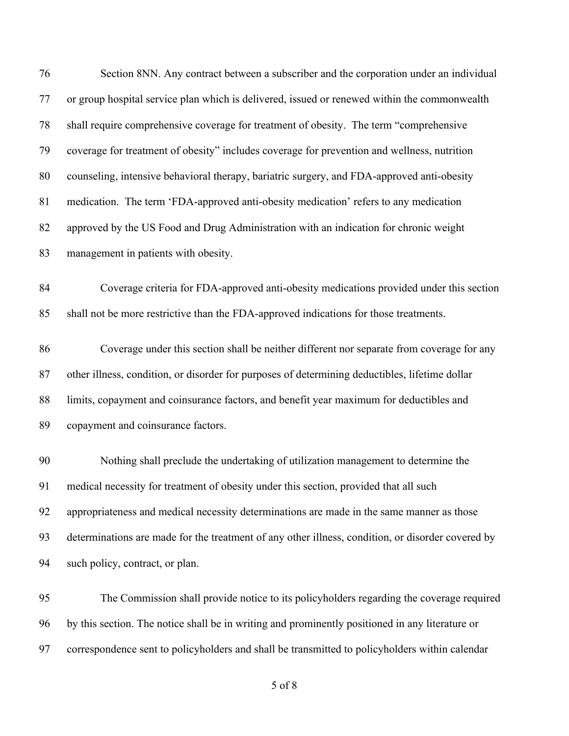Section 8NN. Any contract between a subscriber and the corporation under an individual or group hospital service plan which is delivered, issued or renewed within the commonwealth shall require comprehensive coverage for treatment of obesity. The term "comprehensive coverage for treatment of obesity" includes coverage for prevention and wellness, nutrition counseling, intensive behavioral therapy, bariatric surgery, and FDA-approved anti-obesity medication. The term 'FDA-approved anti-obesity medication' refers to any medication approved by the US Food and Drug Administration with an indication for chronic weight management in patients with obesity.

Coverage criteria for FDA-approved anti-obesity medications provided under this section shall not be more restrictive than the FDA-approved indications for those treatments.

Coverage under this section shall be neither different nor separate from coverage for any other illness, condition, or disorder for purposes of determining deductibles, lifetime dollar limits, copayment and coinsurance factors, and benefit year maximum for deductibles and copayment and coinsurance factors.

Nothing shall preclude the undertaking of utilization management to determine the medical necessity for treatment of obesity under this section, provided that all such appropriateness and medical necessity determinations are made in the same manner as those determinations are made for the treatment of any other illness, condition, or disorder covered by such policy, contract, or plan.

The Commission shall provide notice to its policyholders regarding the coverage required by this section. The notice shall be in writing and prominently positioned in any literature or correspondence sent to policyholders and shall be transmitted to policyholders within calendar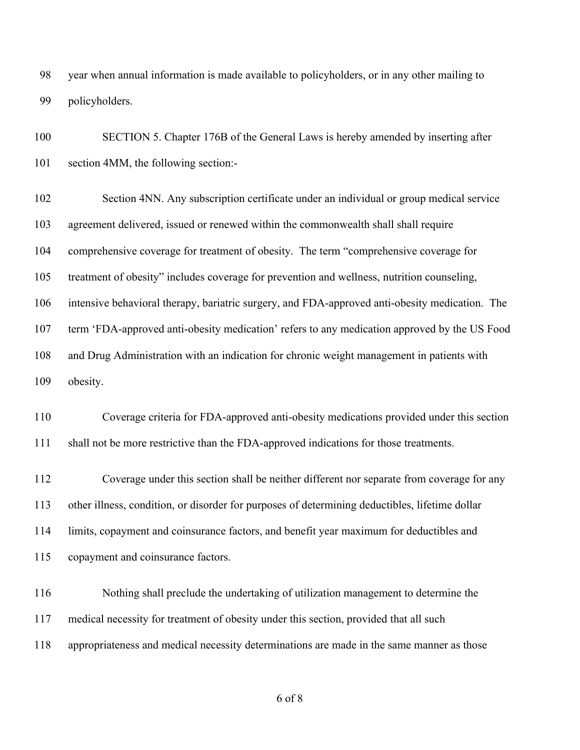year when annual information is made available to policyholders, or in any other mailing to policyholders.

SECTION 5. Chapter 176B of the General Laws is hereby amended by inserting after section 4MM, the following section:-

Section 4NN. Any subscription certificate under an individual or group medical service agreement delivered, issued or renewed within the commonwealth shall shall require comprehensive coverage for treatment of obesity. The term "comprehensive coverage for treatment of obesity" includes coverage for prevention and wellness, nutrition counseling, intensive behavioral therapy, bariatric surgery, and FDA-approved anti-obesity medication. The term 'FDA-approved anti-obesity medication' refers to any medication approved by the US Food and Drug Administration with an indication for chronic weight management in patients with obesity.

Coverage criteria for FDA-approved anti-obesity medications provided under this section shall not be more restrictive than the FDA-approved indications for those treatments.

Coverage under this section shall be neither different nor separate from coverage for any other illness, condition, or disorder for purposes of determining deductibles, lifetime dollar limits, copayment and coinsurance factors, and benefit year maximum for deductibles and copayment and coinsurance factors.

Nothing shall preclude the undertaking of utilization management to determine the medical necessity for treatment of obesity under this section, provided that all such appropriateness and medical necessity determinations are made in the same manner as those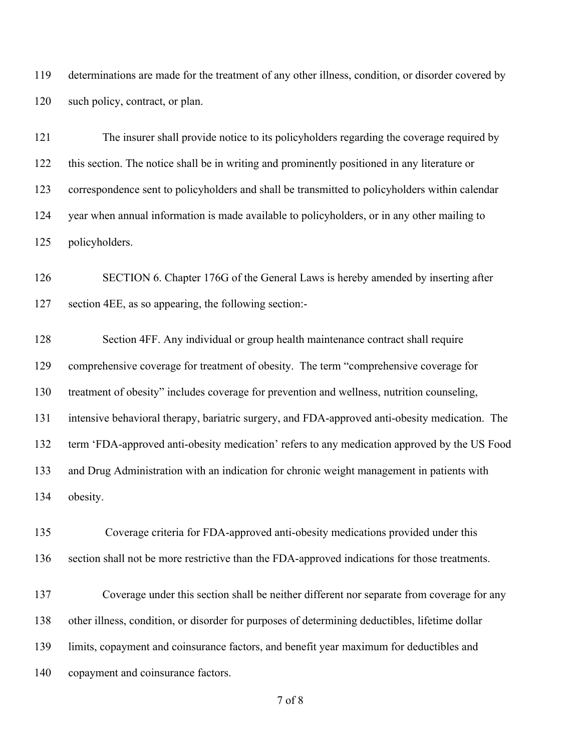determinations are made for the treatment of any other illness, condition, or disorder covered by such policy, contract, or plan.

The insurer shall provide notice to its policyholders regarding the coverage required by this section. The notice shall be in writing and prominently positioned in any literature or correspondence sent to policyholders and shall be transmitted to policyholders within calendar year when annual information is made available to policyholders, or in any other mailing to policyholders.

SECTION 6. Chapter 176G of the General Laws is hereby amended by inserting after section 4EE, as so appearing, the following section:-

Section 4FF. Any individual or group health maintenance contract shall require comprehensive coverage for treatment of obesity. The term "comprehensive coverage for treatment of obesity" includes coverage for prevention and wellness, nutrition counseling, intensive behavioral therapy, bariatric surgery, and FDA-approved anti-obesity medication. The term 'FDA-approved anti-obesity medication' refers to any medication approved by the US Food and Drug Administration with an indication for chronic weight management in patients with obesity.

Coverage criteria for FDA-approved anti-obesity medications provided under this section shall not be more restrictive than the FDA-approved indications for those treatments.

Coverage under this section shall be neither different nor separate from coverage for any other illness, condition, or disorder for purposes of determining deductibles, lifetime dollar limits, copayment and coinsurance factors, and benefit year maximum for deductibles and copayment and coinsurance factors.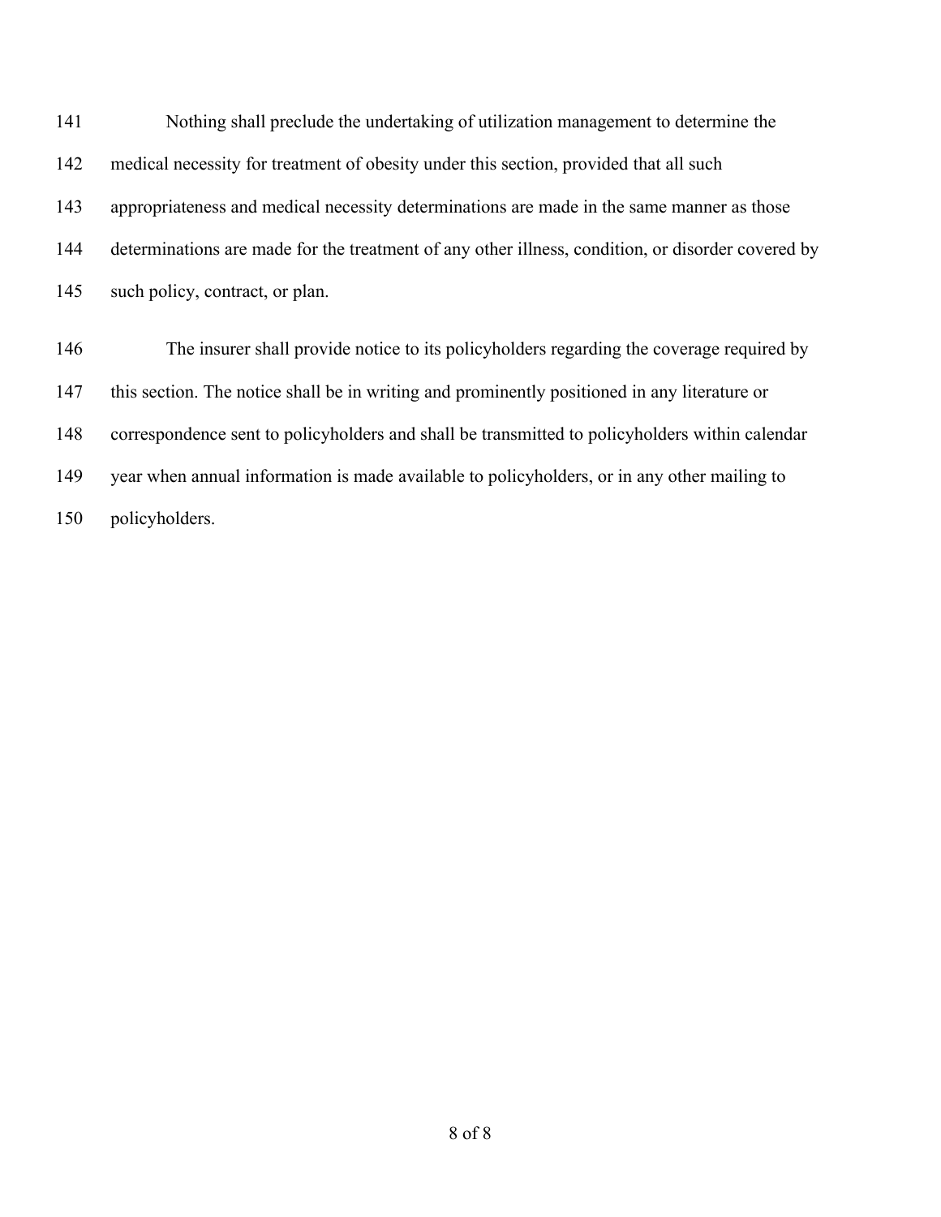Nothing shall preclude the undertaking of utilization management to determine the medical necessity for treatment of obesity under this section, provided that all such appropriateness and medical necessity determinations are made in the same manner as those determinations are made for the treatment of any other illness, condition, or disorder covered by such policy, contract, or plan.

The insurer shall provide notice to its policyholders regarding the coverage required by this section. The notice shall be in writing and prominently positioned in any literature or correspondence sent to policyholders and shall be transmitted to policyholders within calendar year when annual information is made available to policyholders, or in any other mailing to policyholders.